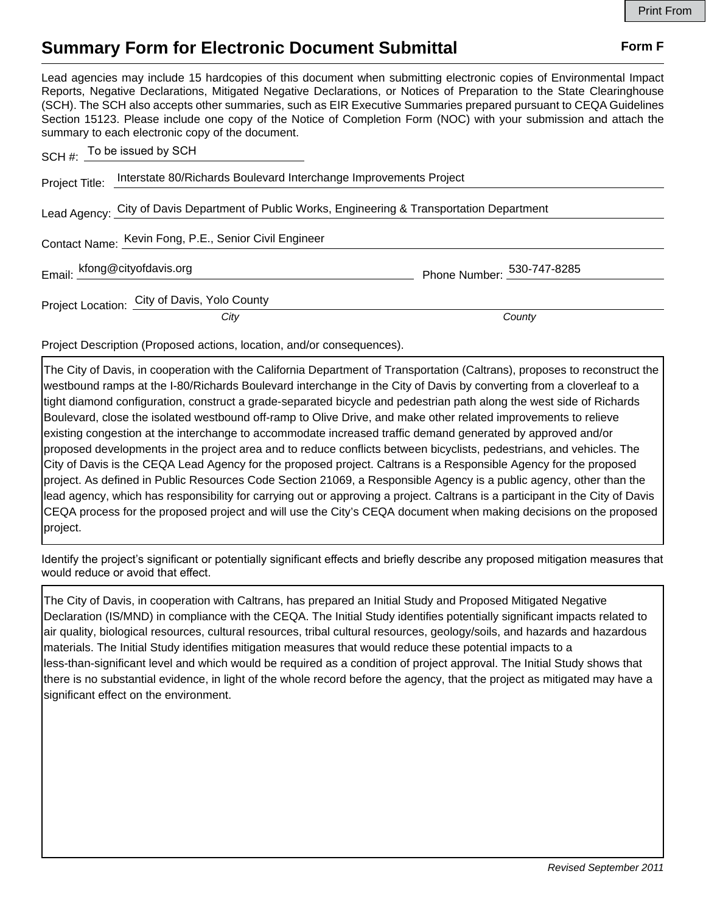# Summary Form for Electronic Document Submittal

**Form F**

Lead agencies may include 15 hardcopies of this document when submitting electronic copies of Environmental Impact Reports, Negative Declarations, Mitigated Negative Declarations, or Notices of Preparation to the State Clearinghouse (SCH). The SCH also accepts other summaries, such as EIR Executive Summaries prepared pursuant to CEQA Guidelines Section 15123. Please include one copy of the Notice of Completion Form (NOC) with your submission and attach the summary to each electronic copy of the document.

SCH #: To be issued by SCH

Project Title: Interstate 80/Richards Boulevard Interchange Improvements Project

Lead Agency: City of Davis Department of Public Works, Engineering & Transportation Department

Contact Name: Kevin Fong, P.E., Senior Civil Engineer

Email: kfong@cityofdavis.org

Phone Number: 530-747-8285

Project Location: City of Davis, Yolo County

*City* *County*

Project Description (Proposed actions, location, and/or consequences).

The City of Davis, in cooperation with the California Department of Transportation (Caltrans), proposes to reconstruct the westbound ramps at the I-80/Richards Boulevard interchange in the City of Davis by converting from a cloverleaf to a tight diamond configuration, construct a grade-separated bicycle and pedestrian path along the west side of Richards Boulevard, close the isolated westbound off-ramp to Olive Drive, and make other related improvements to relieve existing congestion at the interchange to accommodate increased traffic demand generated by approved and/or proposed developments in the project area and to reduce conflicts between bicyclists, pedestrians, and vehicles. The City of Davis is the CEQA Lead Agency for the proposed project. Caltrans is a Responsible Agency for the proposed project. As defined in Public Resources Code Section 21069, a Responsible Agency is a public agency, other than the lead agency, which has responsibility for carrying out or approving a project. Caltrans is a participant in the City of Davis CEQA process for the proposed project and will use the City's CEQA document when making decisions on the proposed project.

Identify the project's significant or potentially significant effects and briefly describe any proposed mitigation measures that would reduce or avoid that effect.

The City of Davis, in cooperation with Caltrans, has prepared an Initial Study and Proposed Mitigated Negative Declaration (IS/MND) in compliance with the CEQA. The Initial Study identifies potentially significant impacts related to air quality, biological resources, cultural resources, tribal cultural resources, geology/soils, and hazards and hazardous materials. The Initial Study identifies mitigation measures that would reduce these potential impacts to a less-than-significant level and which would be required as a condition of project approval. The Initial Study shows that there is no substantial evidence, in light of the whole record before the agency, that the project as mitigated may have a significant effect on the environment.

*Revised September 2011*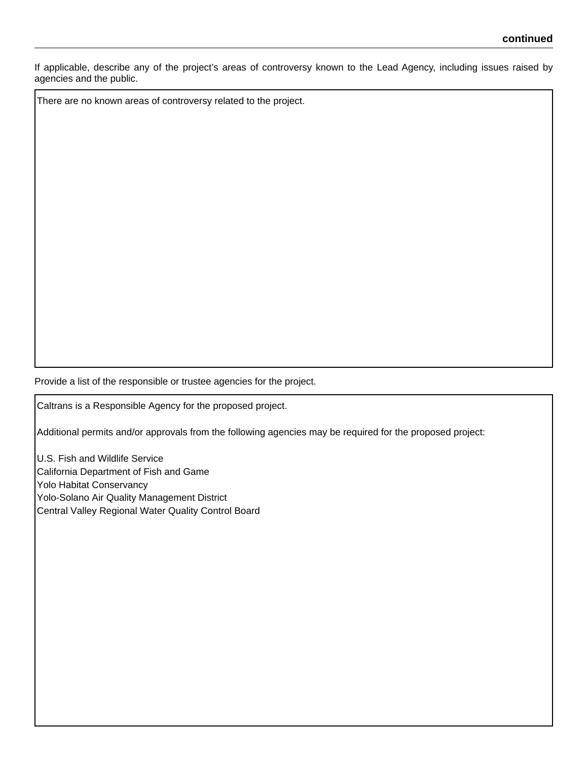If applicable, describe any of the project's areas of controversy known to the Lead Agency, including issues raised by agencies and the public.

There are no known areas of controversy related to the project.

Provide a list of the responsible or trustee agencies for the project.

Caltrans is a Responsible Agency for the proposed project.

Additional permits and/or approvals from the following agencies may be required for the proposed project:

U.S. Fish and Wildlife Service
California Department of Fish and Game
Yolo Habitat Conservancy
Yolo-Solano Air Quality Management District
Central Valley Regional Water Quality Control Board